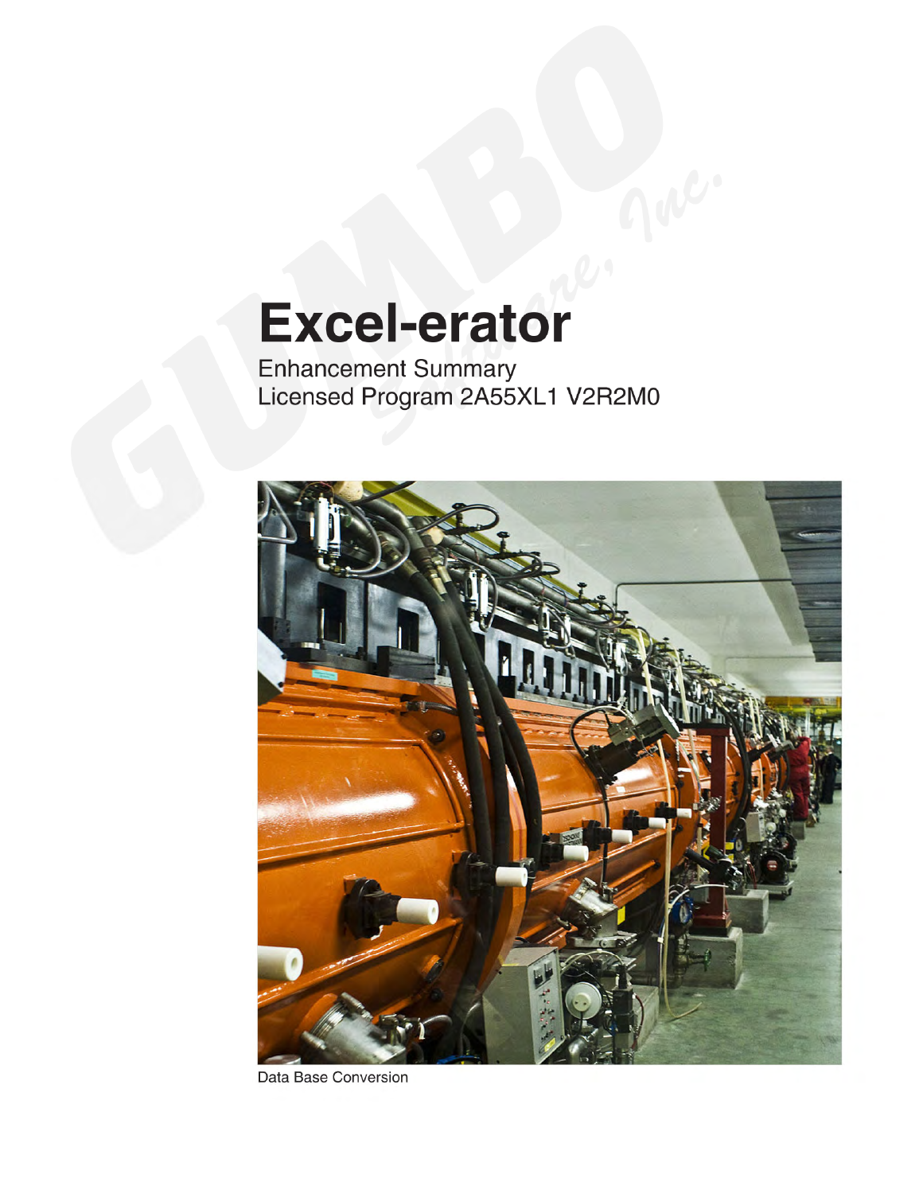# Excel-erator

Enhancement Summary
Licensed Program 2A55XL1 V2R2M0

Data Base Conversion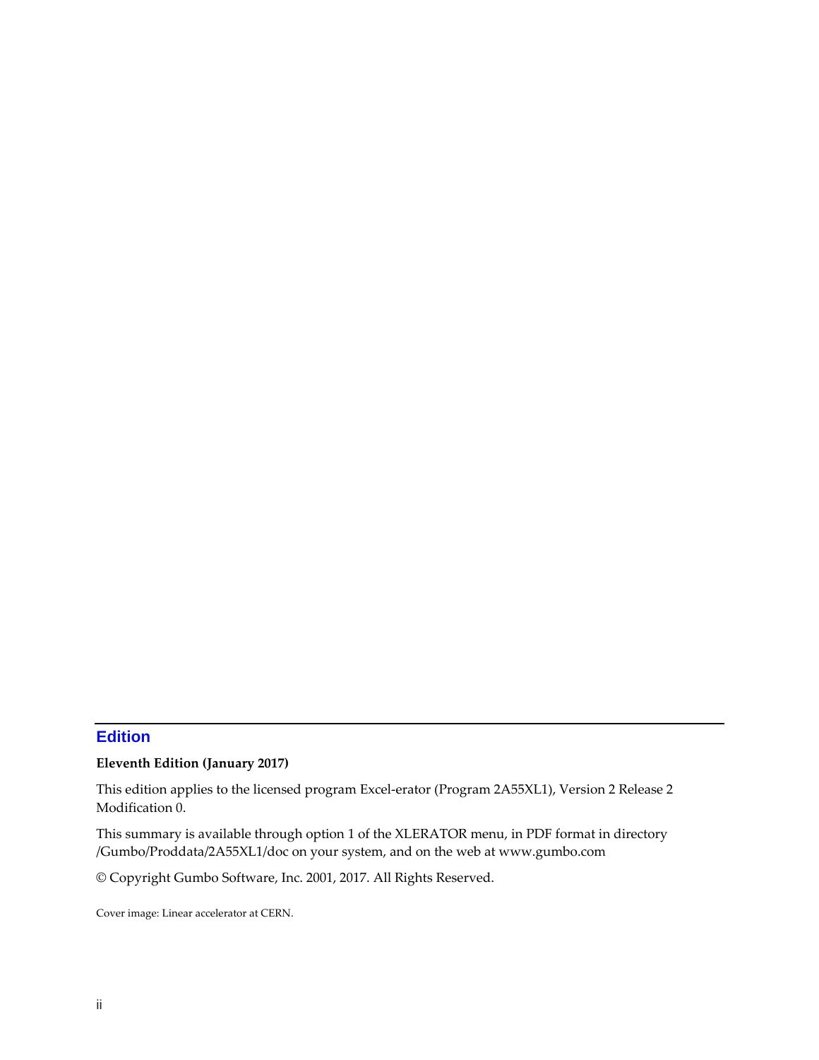## Edition

**Eleventh Edition (January 2017)**

This edition applies to the licensed program Excel-erator (Program 2A55XL1), Version 2 Release 2 Modification 0.

This summary is available through option 1 of the XLERATOR menu, in PDF format in directory /Gumbo/Proddata/2A55XL1/doc on your system, and on the web at www.gumbo.com

© Copyright Gumbo Software, Inc. 2001, 2017. All Rights Reserved.

Cover image: Linear accelerator at CERN.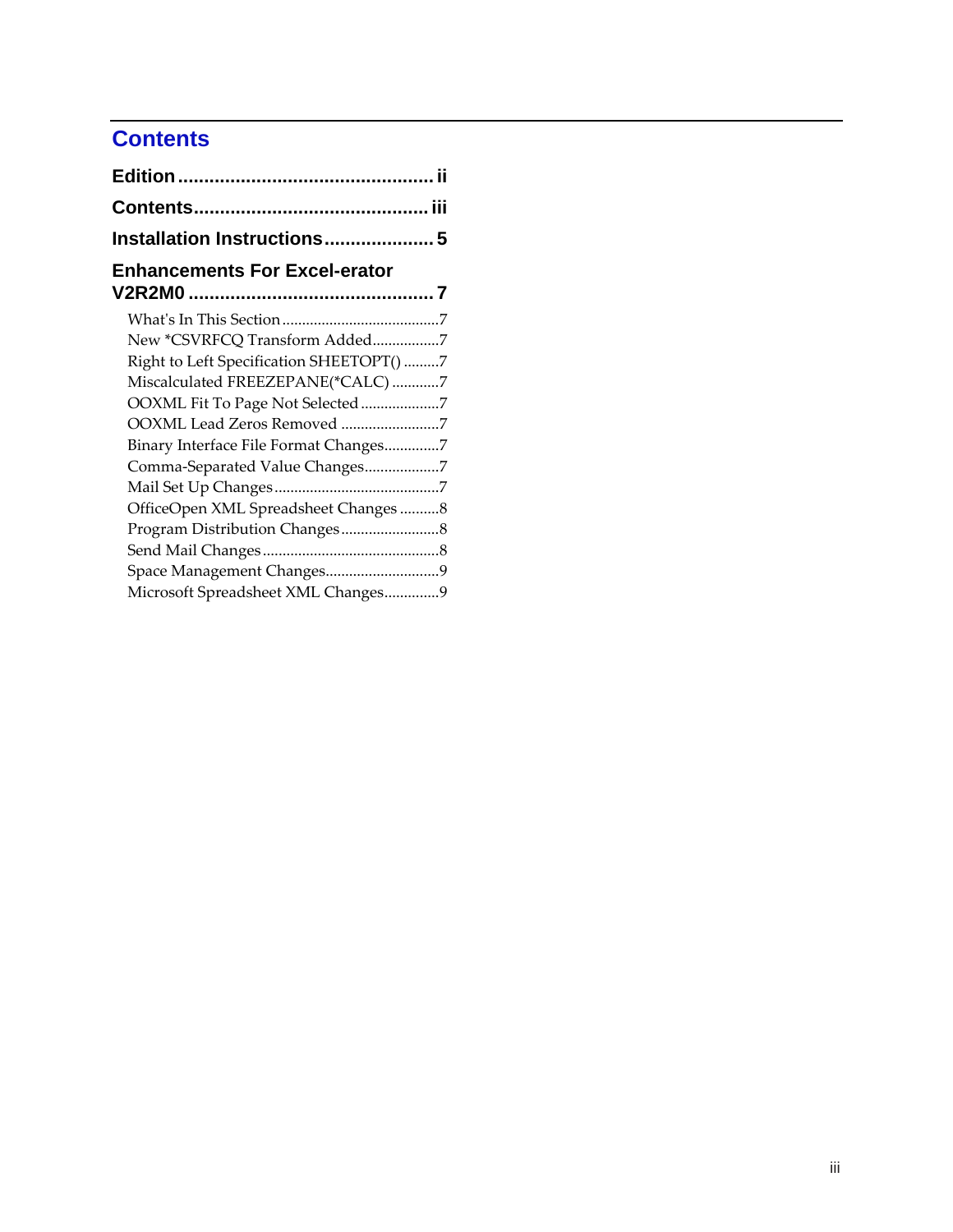# Contents

**Edition ................................................. ii**

**Contents............................................. iii**

**Installation Instructions..................... 5**

**Enhancements For Excel-erator V2R2M0 ............................................... 7**

What's In This Section........................................7
New *CSVRFCQ Transform Added.................7
Right to Left Specification SHEETOPT() .........7
Miscalculated FREEZEPANE(*CALC) ............7
OOXML Fit To Page Not Selected ....................7
OOXML Lead Zeros Removed .........................7
Binary Interface File Format Changes..............7
Comma-Separated Value Changes...................7
Mail Set Up Changes..........................................7
OfficeOpen XML Spreadsheet Changes ..........8
Program Distribution Changes.........................8
Send Mail Changes.............................................8
Space Management Changes.............................9
Microsoft Spreadsheet XML Changes..............9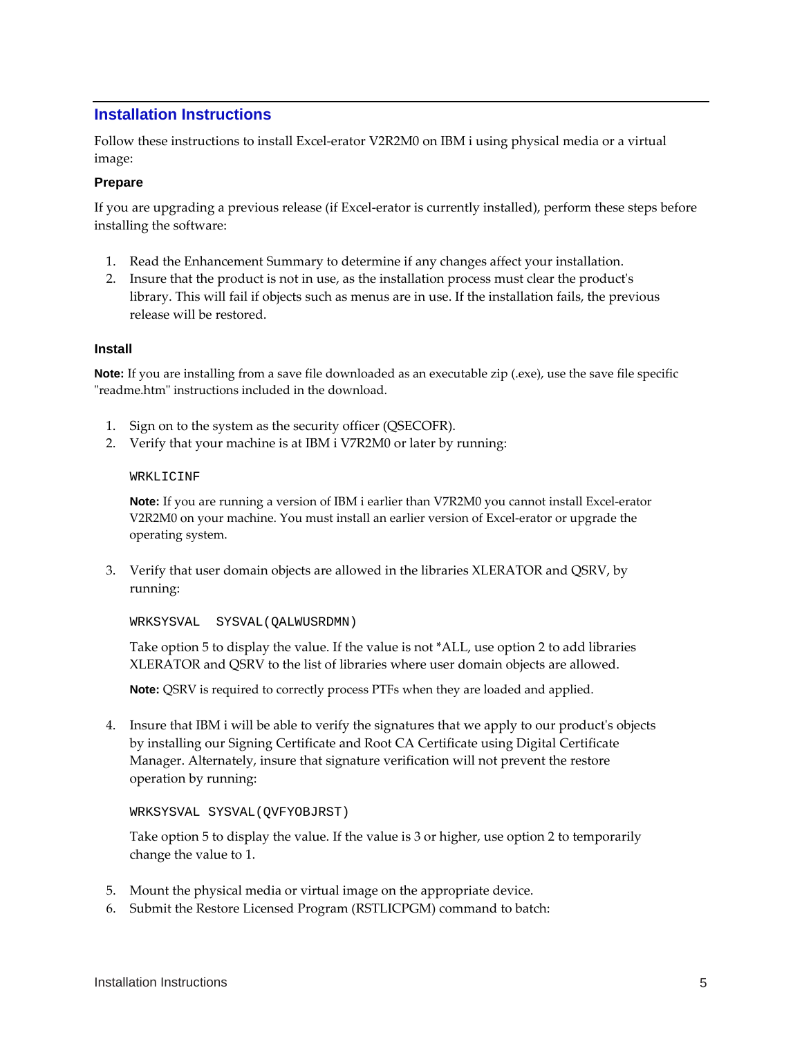## Installation Instructions

Follow these instructions to install Excel-erator V2R2M0 on IBM i using physical media or a virtual image:

### Prepare

If you are upgrading a previous release (if Excel-erator is currently installed), perform these steps before installing the software:

1. Read the Enhancement Summary to determine if any changes affect your installation.
2. Insure that the product is not in use, as the installation process must clear the product's library. This will fail if objects such as menus are in use. If the installation fails, the previous release will be restored.

### Install

**Note:** If you are installing from a save file downloaded as an executable zip (.exe), use the save file specific "readme.htm" instructions included in the download.

1. Sign on to the system as the security officer (QSECOFR).
2. Verify that your machine is at IBM i V7R2M0 or later by running:

   ```
   WRKLICINF
   ```

   **Note:** If you are running a version of IBM i earlier than V7R2M0 you cannot install Excel-erator V2R2M0 on your machine. You must install an earlier version of Excel-erator or upgrade the operating system.

3. Verify that user domain objects are allowed in the libraries XLERATOR and QSRV, by running:

   ```
   WRKSYSVAL  SYSVAL(QALWUSRDMN)
   ```

   Take option 5 to display the value. If the value is not *ALL, use option 2 to add libraries XLERATOR and QSRV to the list of libraries where user domain objects are allowed.

   **Note:** QSRV is required to correctly process PTFs when they are loaded and applied.

4. Insure that IBM i will be able to verify the signatures that we apply to our product's objects by installing our Signing Certificate and Root CA Certificate using Digital Certificate Manager. Alternately, insure that signature verification will not prevent the restore operation by running:

   ```
   WRKSYSVAL SYSVAL(QVFYOBJRST)
   ```

   Take option 5 to display the value. If the value is 3 or higher, use option 2 to temporarily change the value to 1.

5. Mount the physical media or virtual image on the appropriate device.
6. Submit the Restore Licensed Program (RSTLICPGM) command to batch: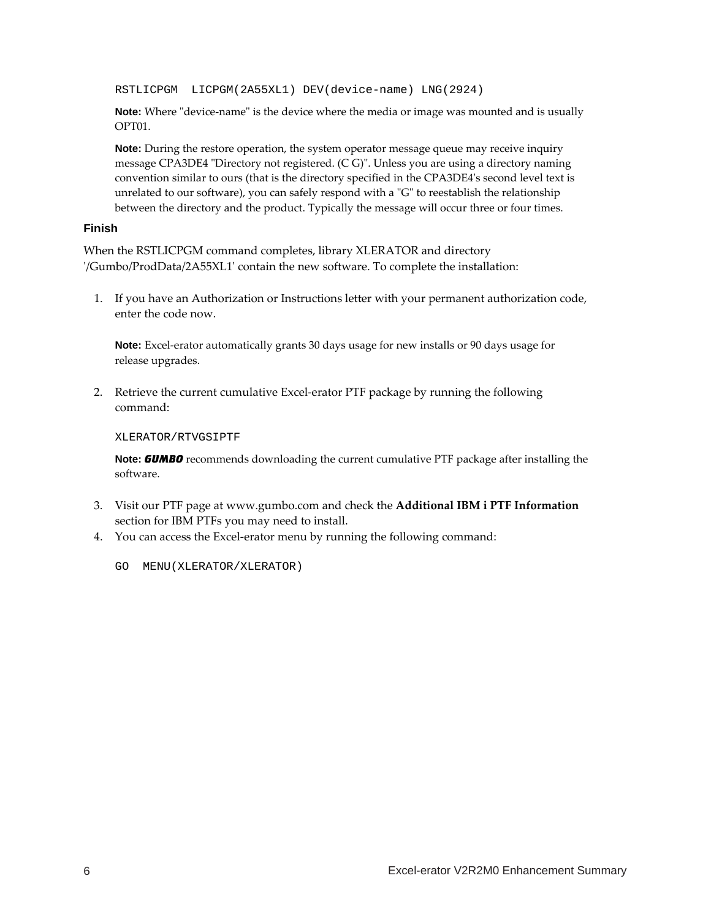```
RSTLICPGM  LICPGM(2A55XL1) DEV(device-name) LNG(2924)
```

**Note:** Where "device-name" is the device where the media or image was mounted and is usually OPT01.

**Note:** During the restore operation, the system operator message queue may receive inquiry message CPA3DE4 "Directory not registered. (C G)". Unless you are using a directory naming convention similar to ours (that is the directory specified in the CPA3DE4's second level text is unrelated to our software), you can safely respond with a "G" to reestablish the relationship between the directory and the product. Typically the message will occur three or four times.

### Finish

When the RSTLICPGM command completes, library XLERATOR and directory '/Gumbo/ProdData/2A55XL1' contain the new software. To complete the installation:

1. If you have an Authorization or Instructions letter with your permanent authorization code, enter the code now.

   **Note:** Excel-erator automatically grants 30 days usage for new installs or 90 days usage for release upgrades.

2. Retrieve the current cumulative Excel-erator PTF package by running the following command:

   ```
   XLERATOR/RTVGSIPTF
   ```

   **Note:** ***GUMBO*** recommends downloading the current cumulative PTF package after installing the software.

3. Visit our PTF page at www.gumbo.com and check the **Additional IBM i PTF Information** section for IBM PTFs you may need to install.
4. You can access the Excel-erator menu by running the following command:

   ```
   GO  MENU(XLERATOR/XLERATOR)
   ```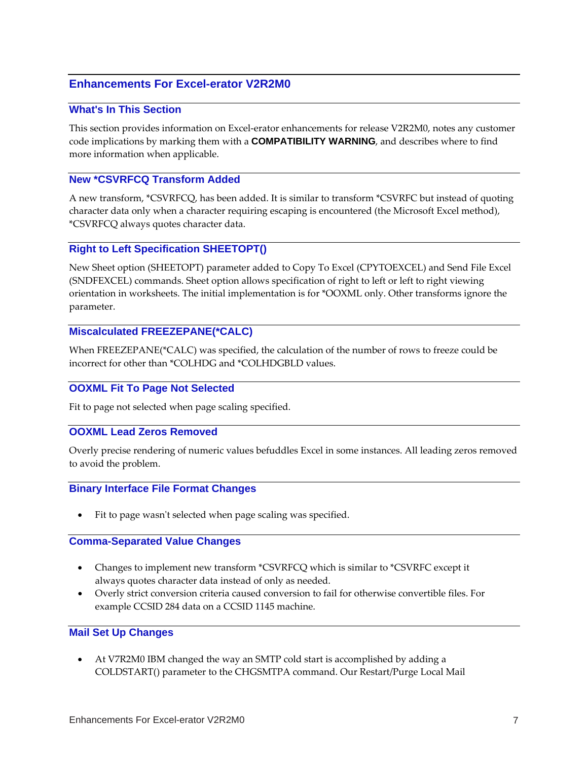# Enhancements For Excel-erator V2R2M0

## What's In This Section

This section provides information on Excel-erator enhancements for release V2R2M0, notes any customer code implications by marking them with a **COMPATIBILITY WARNING**, and describes where to find more information when applicable.

## New *CSVRFCQ Transform Added

A new transform, *CSVRFCQ, has been added. It is similar to transform *CSVRFC but instead of quoting character data only when a character requiring escaping is encountered (the Microsoft Excel method), *CSVRFCQ always quotes character data.

## Right to Left Specification SHEETOPT()

New Sheet option (SHEETOPT) parameter added to Copy To Excel (CPYTOEXCEL) and Send File Excel (SNDFEXCEL) commands. Sheet option allows specification of right to left or left to right viewing orientation in worksheets. The initial implementation is for *OOXML only. Other transforms ignore the parameter.

## Miscalculated FREEZEPANE(*CALC)

When FREEZEPANE(*CALC) was specified, the calculation of the number of rows to freeze could be incorrect for other than *COLHDG and *COLHDGBLD values.

## OOXML Fit To Page Not Selected

Fit to page not selected when page scaling specified.

## OOXML Lead Zeros Removed

Overly precise rendering of numeric values befuddles Excel in some instances. All leading zeros removed to avoid the problem.

## Binary Interface File Format Changes

- Fit to page wasn't selected when page scaling was specified.

## Comma-Separated Value Changes

- Changes to implement new transform *CSVRFCQ which is similar to *CSVRFC except it always quotes character data instead of only as needed.
- Overly strict conversion criteria caused conversion to fail for otherwise convertible files. For example CCSID 284 data on a CCSID 1145 machine.

## Mail Set Up Changes

- At V7R2M0 IBM changed the way an SMTP cold start is accomplished by adding a COLDSTART() parameter to the CHGSMTPA command. Our Restart/Purge Local Mail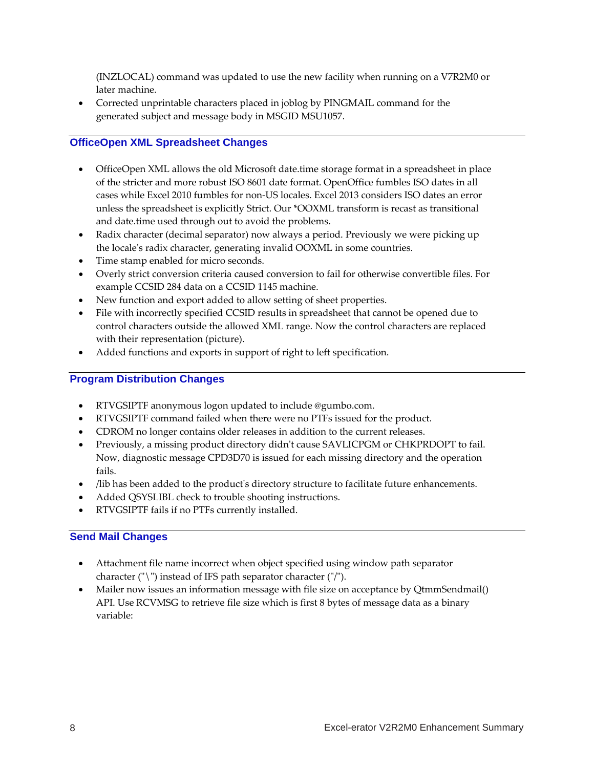(INZLOCAL) command was updated to use the new facility when running on a V7R2M0 or later machine.

- Corrected unprintable characters placed in joblog by PINGMAIL command for the generated subject and message body in MSGID MSU1057.

## OfficeOpen XML Spreadsheet Changes

- OfficeOpen XML allows the old Microsoft date.time storage format in a spreadsheet in place of the stricter and more robust ISO 8601 date format. OpenOffice fumbles ISO dates in all cases while Excel 2010 fumbles for non-US locales. Excel 2013 considers ISO dates an error unless the spreadsheet is explicitly Strict. Our *OOXML transform is recast as transitional and date.time used through out to avoid the problems.
- Radix character (decimal separator) now always a period. Previously we were picking up the locale's radix character, generating invalid OOXML in some countries.
- Time stamp enabled for micro seconds.
- Overly strict conversion criteria caused conversion to fail for otherwise convertible files. For example CCSID 284 data on a CCSID 1145 machine.
- New function and export added to allow setting of sheet properties.
- File with incorrectly specified CCSID results in spreadsheet that cannot be opened due to control characters outside the allowed XML range. Now the control characters are replaced with their representation (picture).
- Added functions and exports in support of right to left specification.

## Program Distribution Changes

- RTVGSIPTF anonymous logon updated to include @gumbo.com.
- RTVGSIPTF command failed when there were no PTFs issued for the product.
- CDROM no longer contains older releases in addition to the current releases.
- Previously, a missing product directory didn't cause SAVLICPGM or CHKPRDOPT to fail. Now, diagnostic message CPD3D70 is issued for each missing directory and the operation fails.
- /lib has been added to the product's directory structure to facilitate future enhancements.
- Added QSYSLIBL check to trouble shooting instructions.
- RTVGSIPTF fails if no PTFs currently installed.

## Send Mail Changes

- Attachment file name incorrect when object specified using window path separator character ("\") instead of IFS path separator character ("/").
- Mailer now issues an information message with file size on acceptance by QtmmSendmail() API. Use RCVMSG to retrieve file size which is first 8 bytes of message data as a binary variable: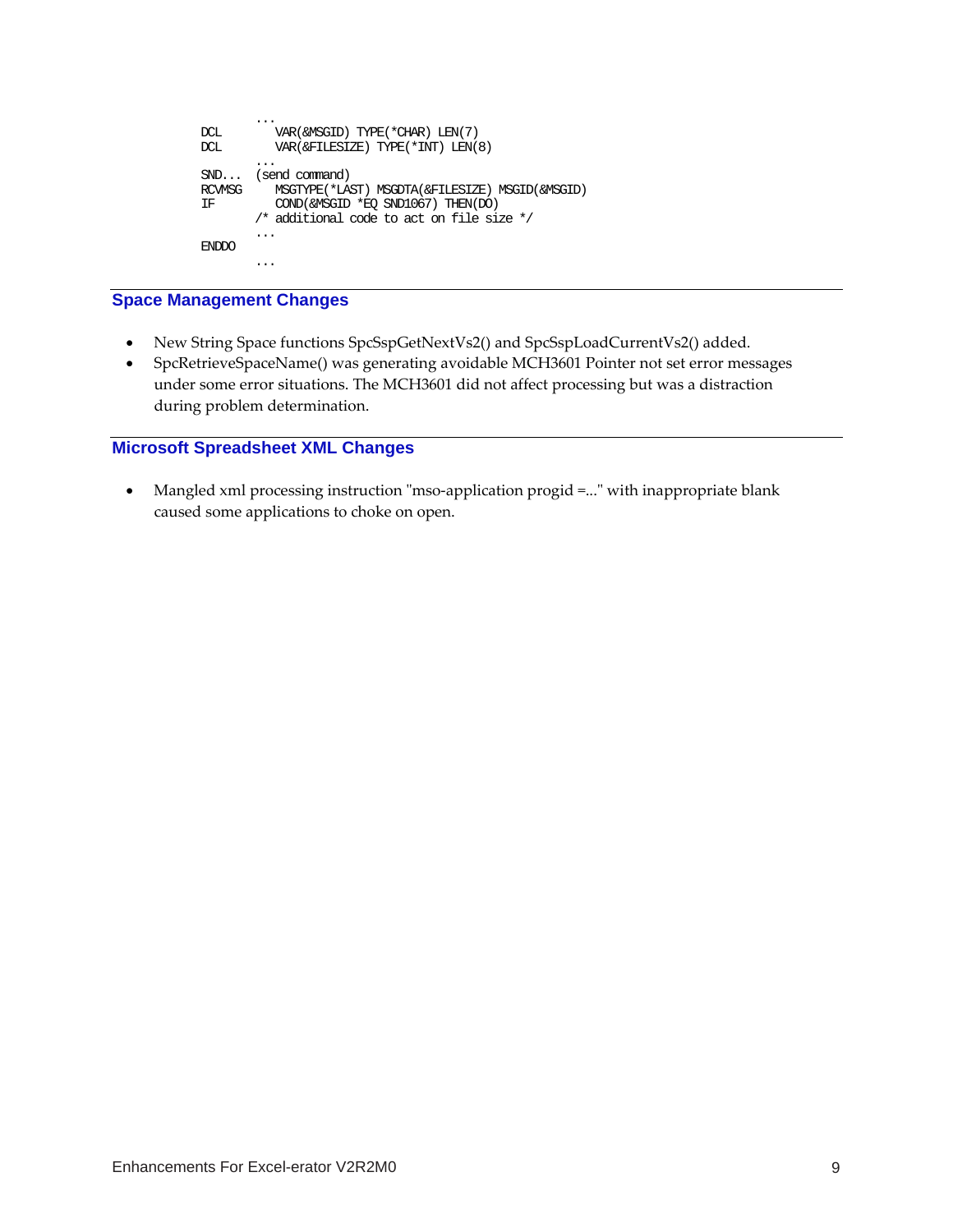```
        ...
DCL        VAR(&MSGID) TYPE(*CHAR) LEN(7)
DCL        VAR(&FILESIZE) TYPE(*INT) LEN(8)
        ...
SND...  (send command)
RCVMSG     MSGTYPE(*LAST) MSGDTA(&FILESIZE) MSGID(&MSGID)
IF         COND(&MSGID *EQ SND1067) THEN(DO)
        /* additional code to act on file size */
        ...
ENDDO
        ...
```

## Space Management Changes

- New String Space functions SpcSspGetNextVs2() and SpcSspLoadCurrentVs2() added.
- SpcRetrieveSpaceName() was generating avoidable MCH3601 Pointer not set error messages under some error situations. The MCH3601 did not affect processing but was a distraction during problem determination.

## Microsoft Spreadsheet XML Changes

- Mangled xml processing instruction "mso-application progid =..." with inappropriate blank caused some applications to choke on open.